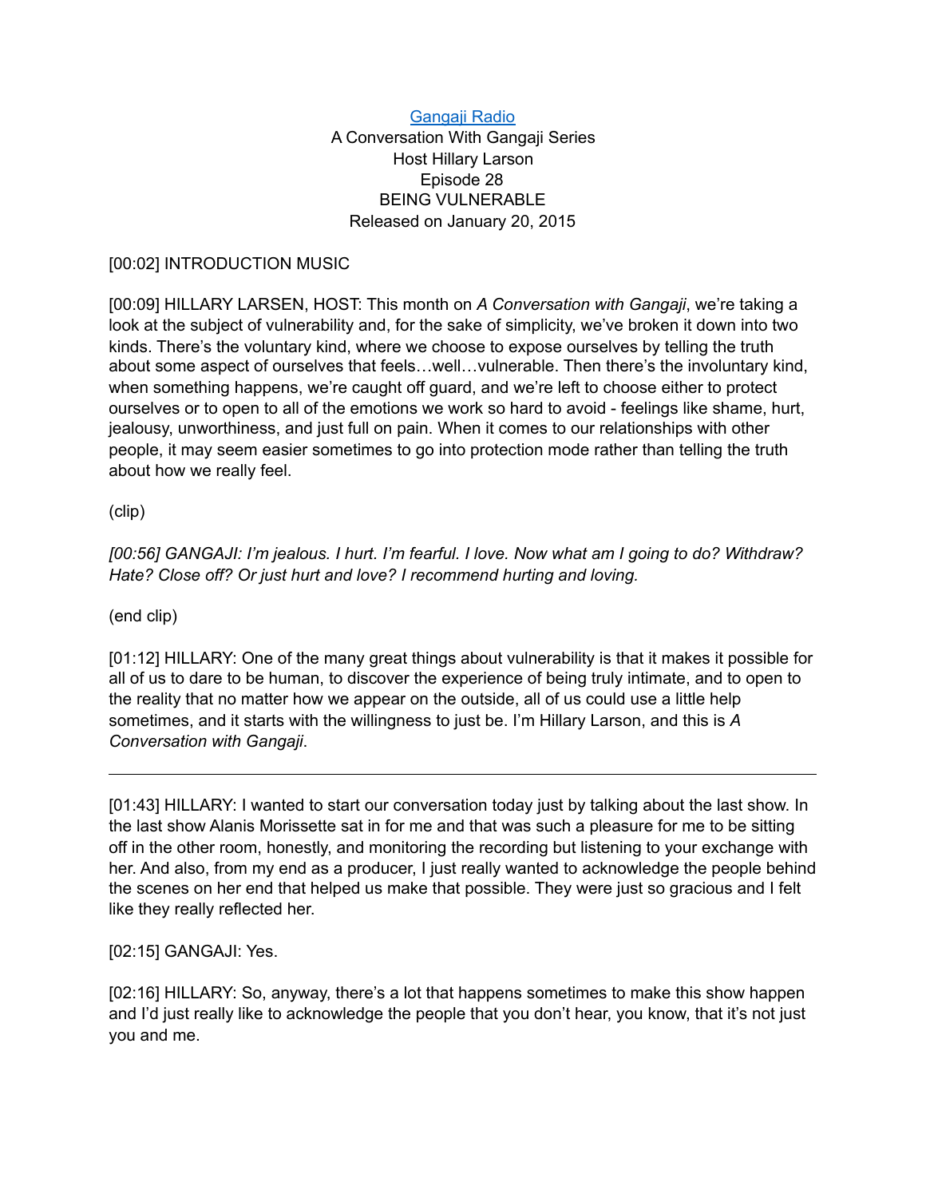[Gangaji Radio](#)
A Conversation With Gangaji Series
Host Hillary Larson
Episode 28
BEING VULNERABLE
Released on January 20, 2015

[00:02] INTRODUCTION MUSIC

[00:09] HILLARY LARSEN, HOST: This month on *A Conversation with Gangaji*, we're taking a look at the subject of vulnerability and, for the sake of simplicity, we've broken it down into two kinds. There's the voluntary kind, where we choose to expose ourselves by telling the truth about some aspect of ourselves that feels…well…vulnerable. Then there's the involuntary kind, when something happens, we're caught off guard, and we're left to choose either to protect ourselves or to open to all of the emotions we work so hard to avoid - feelings like shame, hurt, jealousy, unworthiness, and just full on pain. When it comes to our relationships with other people, it may seem easier sometimes to go into protection mode rather than telling the truth about how we really feel.

(clip)

*[00:56] GANGAJI: I'm jealous. I hurt. I'm fearful. I love. Now what am I going to do? Withdraw? Hate? Close off? Or just hurt and love? I recommend hurting and loving.*

(end clip)

[01:12] HILLARY: One of the many great things about vulnerability is that it makes it possible for all of us to dare to be human, to discover the experience of being truly intimate, and to open to the reality that no matter how we appear on the outside, all of us could use a little help sometimes, and it starts with the willingness to just be. I'm Hillary Larson, and this is *A Conversation with Gangaji*.

---

[01:43] HILLARY: I wanted to start our conversation today just by talking about the last show. In the last show Alanis Morissette sat in for me and that was such a pleasure for me to be sitting off in the other room, honestly, and monitoring the recording but listening to your exchange with her. And also, from my end as a producer, I just really wanted to acknowledge the people behind the scenes on her end that helped us make that possible. They were just so gracious and I felt like they really reflected her.

[02:15] GANGAJI: Yes.

[02:16] HILLARY: So, anyway, there's a lot that happens sometimes to make this show happen and I'd just really like to acknowledge the people that you don't hear, you know, that it's not just you and me.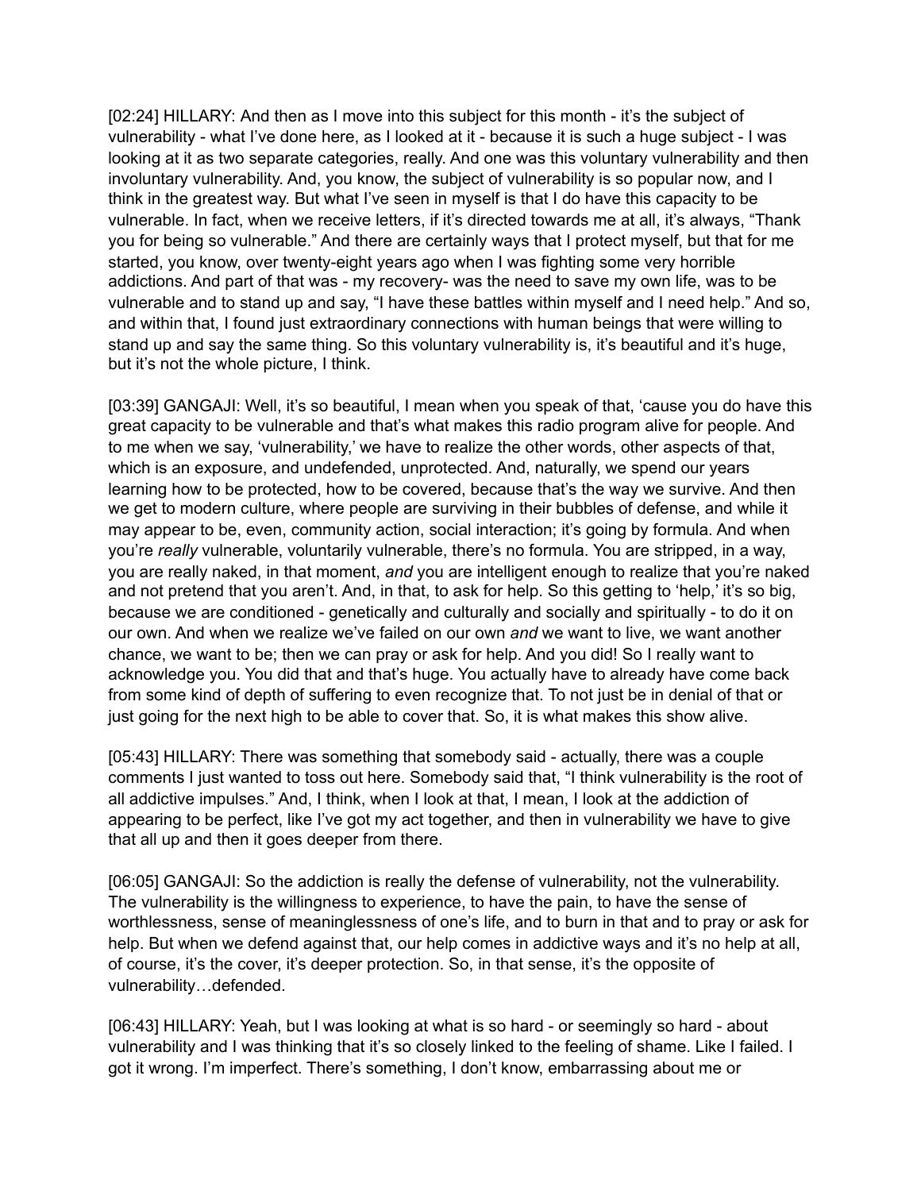[02:24] HILLARY: And then as I move into this subject for this month - it's the subject of vulnerability - what I've done here, as I looked at it - because it is such a huge subject - I was looking at it as two separate categories, really. And one was this voluntary vulnerability and then involuntary vulnerability. And, you know, the subject of vulnerability is so popular now, and I think in the greatest way. But what I've seen in myself is that I do have this capacity to be vulnerable. In fact, when we receive letters, if it's directed towards me at all, it's always, "Thank you for being so vulnerable." And there are certainly ways that I protect myself, but that for me started, you know, over twenty-eight years ago when I was fighting some very horrible addictions. And part of that was - my recovery- was the need to save my own life, was to be vulnerable and to stand up and say, "I have these battles within myself and I need help." And so, and within that, I found just extraordinary connections with human beings that were willing to stand up and say the same thing. So this voluntary vulnerability is, it's beautiful and it's huge, but it's not the whole picture, I think.

[03:39] GANGAJI: Well, it's so beautiful, I mean when you speak of that, 'cause you do have this great capacity to be vulnerable and that's what makes this radio program alive for people. And to me when we say, 'vulnerability,' we have to realize the other words, other aspects of that, which is an exposure, and undefended, unprotected. And, naturally, we spend our years learning how to be protected, how to be covered, because that's the way we survive. And then we get to modern culture, where people are surviving in their bubbles of defense, and while it may appear to be, even, community action, social interaction; it's going by formula. And when you're *really* vulnerable, voluntarily vulnerable, there's no formula. You are stripped, in a way, you are really naked, in that moment, *and* you are intelligent enough to realize that you're naked and not pretend that you aren't. And, in that, to ask for help. So this getting to 'help,' it's so big, because we are conditioned - genetically and culturally and socially and spiritually - to do it on our own. And when we realize we've failed on our own *and* we want to live, we want another chance, we want to be; then we can pray or ask for help. And you did! So I really want to acknowledge you. You did that and that's huge. You actually have to already have come back from some kind of depth of suffering to even recognize that. To not just be in denial of that or just going for the next high to be able to cover that. So, it is what makes this show alive.

[05:43] HILLARY: There was something that somebody said - actually, there was a couple comments I just wanted to toss out here. Somebody said that, "I think vulnerability is the root of all addictive impulses." And, I think, when I look at that, I mean, I look at the addiction of appearing to be perfect, like I've got my act together, and then in vulnerability we have to give that all up and then it goes deeper from there.

[06:05] GANGAJI: So the addiction is really the defense of vulnerability, not the vulnerability. The vulnerability is the willingness to experience, to have the pain, to have the sense of worthlessness, sense of meaninglessness of one's life, and to burn in that and to pray or ask for help. But when we defend against that, our help comes in addictive ways and it's no help at all, of course, it's the cover, it's deeper protection. So, in that sense, it's the opposite of vulnerability…defended.

[06:43] HILLARY: Yeah, but I was looking at what is so hard - or seemingly so hard - about vulnerability and I was thinking that it's so closely linked to the feeling of shame. Like I failed. I got it wrong. I'm imperfect. There's something, I don't know, embarrassing about me or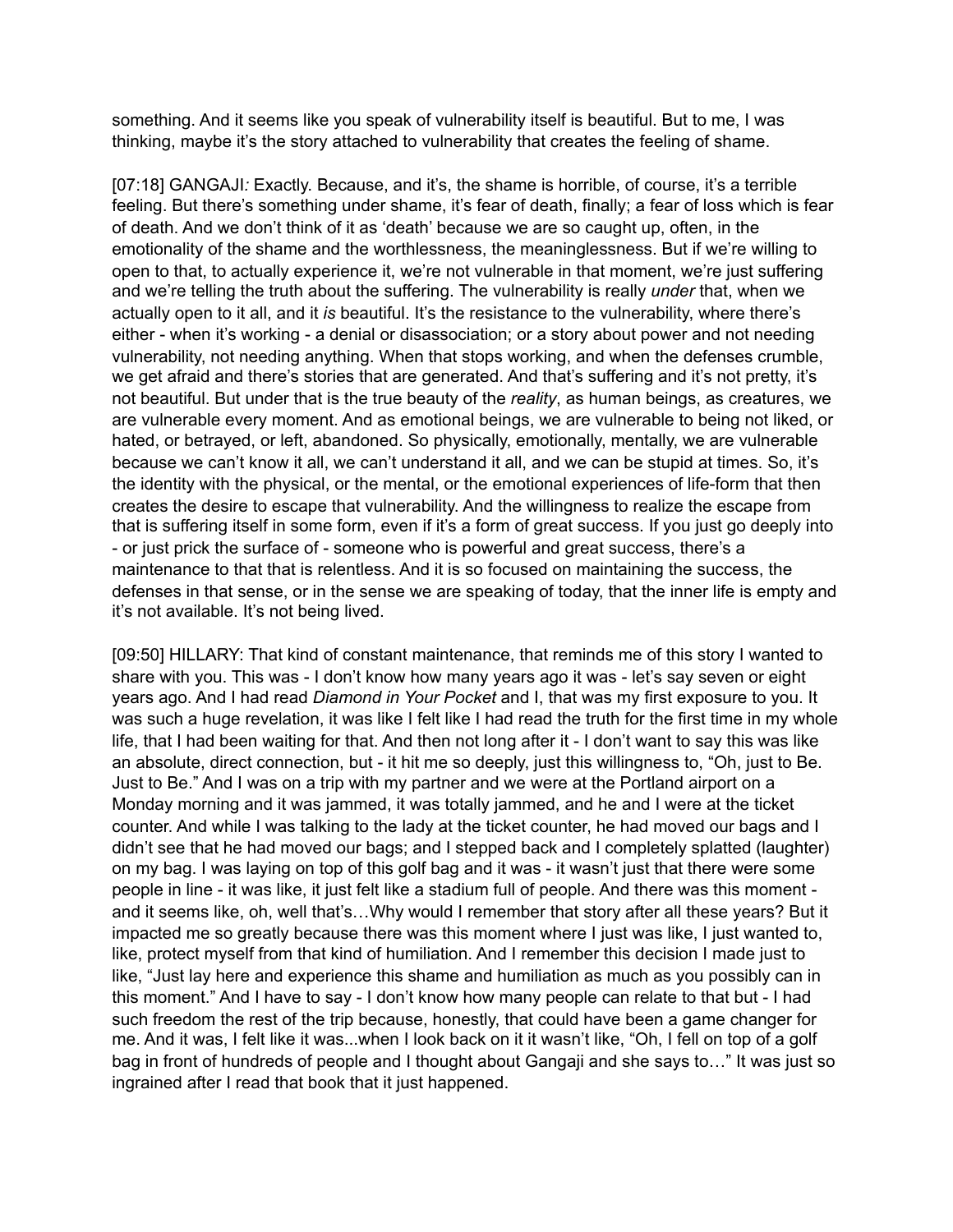something. And it seems like you speak of vulnerability itself is beautiful. But to me, I was thinking, maybe it's the story attached to vulnerability that creates the feeling of shame.

[07:18] GANGAJI*:* Exactly. Because, and it's, the shame is horrible, of course, it's a terrible feeling. But there's something under shame, it's fear of death, finally; a fear of loss which is fear of death. And we don't think of it as 'death' because we are so caught up, often, in the emotionality of the shame and the worthlessness, the meaninglessness. But if we're willing to open to that, to actually experience it, we're not vulnerable in that moment, we're just suffering and we're telling the truth about the suffering. The vulnerability is really *under* that, when we actually open to it all, and it *is* beautiful. It's the resistance to the vulnerability, where there's either - when it's working - a denial or disassociation; or a story about power and not needing vulnerability, not needing anything. When that stops working, and when the defenses crumble, we get afraid and there's stories that are generated. And that's suffering and it's not pretty, it's not beautiful. But under that is the true beauty of the *reality*, as human beings, as creatures, we are vulnerable every moment. And as emotional beings, we are vulnerable to being not liked, or hated, or betrayed, or left, abandoned. So physically, emotionally, mentally, we are vulnerable because we can't know it all, we can't understand it all, and we can be stupid at times. So, it's the identity with the physical, or the mental, or the emotional experiences of life-form that then creates the desire to escape that vulnerability. And the willingness to realize the escape from that is suffering itself in some form, even if it's a form of great success. If you just go deeply into - or just prick the surface of - someone who is powerful and great success, there's a maintenance to that that is relentless. And it is so focused on maintaining the success, the defenses in that sense, or in the sense we are speaking of today, that the inner life is empty and it's not available. It's not being lived.

[09:50] HILLARY: That kind of constant maintenance, that reminds me of this story I wanted to share with you. This was - I don't know how many years ago it was - let's say seven or eight years ago. And I had read *Diamond in Your Pocket* and I, that was my first exposure to you. It was such a huge revelation, it was like I felt like I had read the truth for the first time in my whole life, that I had been waiting for that. And then not long after it - I don't want to say this was like an absolute, direct connection, but - it hit me so deeply, just this willingness to, "Oh, just to Be. Just to Be." And I was on a trip with my partner and we were at the Portland airport on a Monday morning and it was jammed, it was totally jammed, and he and I were at the ticket counter. And while I was talking to the lady at the ticket counter, he had moved our bags and I didn't see that he had moved our bags; and I stepped back and I completely splatted (laughter) on my bag. I was laying on top of this golf bag and it was - it wasn't just that there were some people in line - it was like, it just felt like a stadium full of people. And there was this moment - and it seems like, oh, well that's…Why would I remember that story after all these years? But it impacted me so greatly because there was this moment where I just was like, I just wanted to, like, protect myself from that kind of humiliation. And I remember this decision I made just to like, "Just lay here and experience this shame and humiliation as much as you possibly can in this moment." And I have to say - I don't know how many people can relate to that but - I had such freedom the rest of the trip because, honestly, that could have been a game changer for me. And it was, I felt like it was...when I look back on it it wasn't like, "Oh, I fell on top of a golf bag in front of hundreds of people and I thought about Gangaji and she says to…" It was just so ingrained after I read that book that it just happened.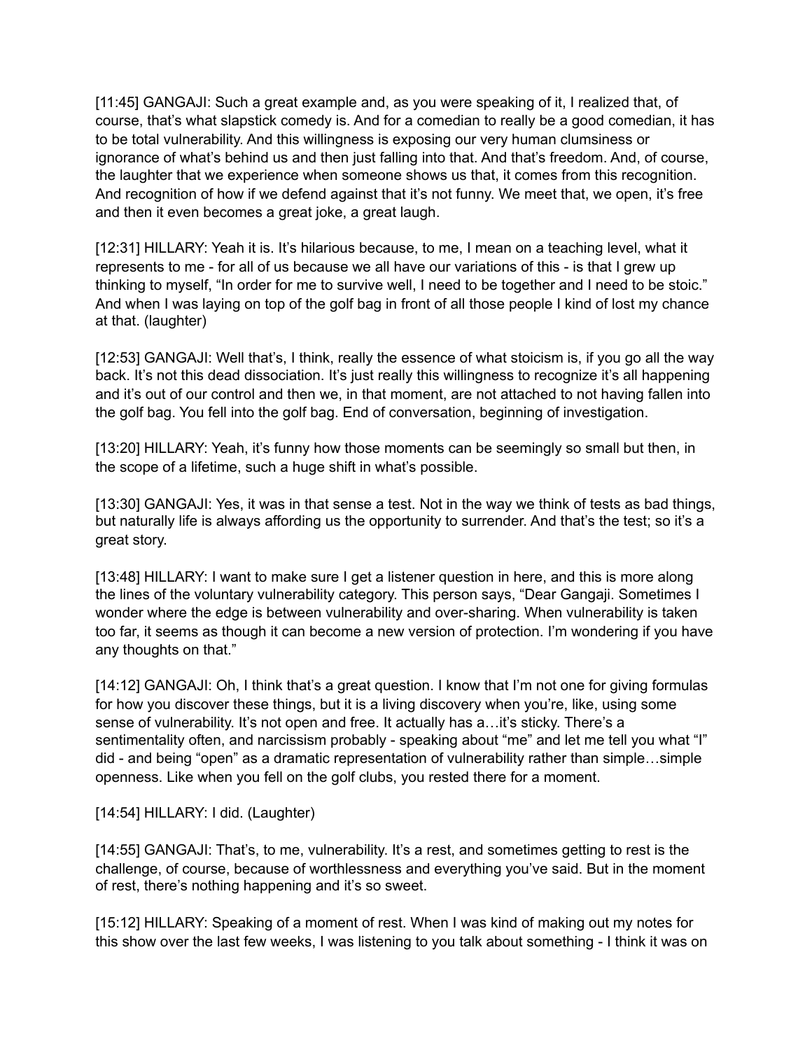[11:45] GANGAJI: Such a great example and, as you were speaking of it, I realized that, of course, that's what slapstick comedy is. And for a comedian to really be a good comedian, it has to be total vulnerability. And this willingness is exposing our very human clumsiness or ignorance of what's behind us and then just falling into that. And that's freedom. And, of course, the laughter that we experience when someone shows us that, it comes from this recognition. And recognition of how if we defend against that it's not funny. We meet that, we open, it's free and then it even becomes a great joke, a great laugh.

[12:31] HILLARY: Yeah it is. It's hilarious because, to me, I mean on a teaching level, what it represents to me - for all of us because we all have our variations of this - is that I grew up thinking to myself, "In order for me to survive well, I need to be together and I need to be stoic." And when I was laying on top of the golf bag in front of all those people I kind of lost my chance at that. (laughter)

[12:53] GANGAJI: Well that's, I think, really the essence of what stoicism is, if you go all the way back. It's not this dead dissociation. It's just really this willingness to recognize it's all happening and it's out of our control and then we, in that moment, are not attached to not having fallen into the golf bag. You fell into the golf bag. End of conversation, beginning of investigation.

[13:20] HILLARY: Yeah, it's funny how those moments can be seemingly so small but then, in the scope of a lifetime, such a huge shift in what's possible.

[13:30] GANGAJI: Yes, it was in that sense a test. Not in the way we think of tests as bad things, but naturally life is always affording us the opportunity to surrender. And that's the test; so it's a great story.

[13:48] HILLARY: I want to make sure I get a listener question in here, and this is more along the lines of the voluntary vulnerability category. This person says, "Dear Gangaji. Sometimes I wonder where the edge is between vulnerability and over-sharing. When vulnerability is taken too far, it seems as though it can become a new version of protection. I'm wondering if you have any thoughts on that."

[14:12] GANGAJI: Oh, I think that's a great question. I know that I'm not one for giving formulas for how you discover these things, but it is a living discovery when you're, like, using some sense of vulnerability. It's not open and free. It actually has a…it's sticky. There's a sentimentality often, and narcissism probably - speaking about "me" and let me tell you what "I" did - and being "open" as a dramatic representation of vulnerability rather than simple…simple openness. Like when you fell on the golf clubs, you rested there for a moment.

[14:54] HILLARY: I did. (Laughter)

[14:55] GANGAJI: That's, to me, vulnerability. It's a rest, and sometimes getting to rest is the challenge, of course, because of worthlessness and everything you've said. But in the moment of rest, there's nothing happening and it's so sweet.

[15:12] HILLARY: Speaking of a moment of rest. When I was kind of making out my notes for this show over the last few weeks, I was listening to you talk about something - I think it was on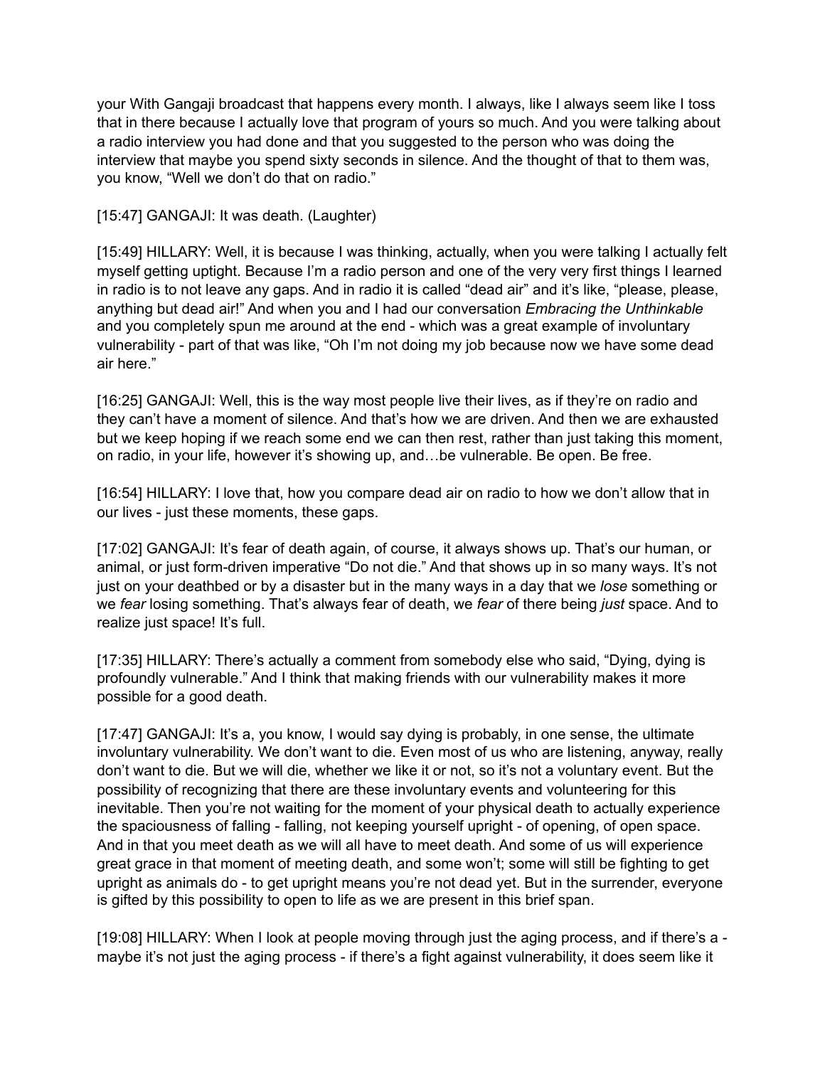your With Gangaji broadcast that happens every month. I always, like I always seem like I toss that in there because I actually love that program of yours so much. And you were talking about a radio interview you had done and that you suggested to the person who was doing the interview that maybe you spend sixty seconds in silence. And the thought of that to them was, you know, "Well we don't do that on radio."

[15:47] GANGAJI: It was death. (Laughter)

[15:49] HILLARY: Well, it is because I was thinking, actually, when you were talking I actually felt myself getting uptight. Because I'm a radio person and one of the very very first things I learned in radio is to not leave any gaps. And in radio it is called "dead air" and it's like, "please, please, anything but dead air!" And when you and I had our conversation *Embracing the Unthinkable* and you completely spun me around at the end - which was a great example of involuntary vulnerability - part of that was like, "Oh I'm not doing my job because now we have some dead air here."

[16:25] GANGAJI: Well, this is the way most people live their lives, as if they're on radio and they can't have a moment of silence. And that's how we are driven. And then we are exhausted but we keep hoping if we reach some end we can then rest, rather than just taking this moment, on radio, in your life, however it's showing up, and…be vulnerable. Be open. Be free.

[16:54] HILLARY: I love that, how you compare dead air on radio to how we don't allow that in our lives - just these moments, these gaps.

[17:02] GANGAJI: It's fear of death again, of course, it always shows up. That's our human, or animal, or just form-driven imperative "Do not die." And that shows up in so many ways. It's not just on your deathbed or by a disaster but in the many ways in a day that we *lose* something or we *fear* losing something. That's always fear of death, we *fear* of there being *just* space. And to realize just space! It's full.

[17:35] HILLARY: There's actually a comment from somebody else who said, "Dying, dying is profoundly vulnerable." And I think that making friends with our vulnerability makes it more possible for a good death.

[17:47] GANGAJI: It's a, you know, I would say dying is probably, in one sense, the ultimate involuntary vulnerability. We don't want to die. Even most of us who are listening, anyway, really don't want to die. But we will die, whether we like it or not, so it's not a voluntary event. But the possibility of recognizing that there are these involuntary events and volunteering for this inevitable. Then you're not waiting for the moment of your physical death to actually experience the spaciousness of falling - falling, not keeping yourself upright - of opening, of open space. And in that you meet death as we will all have to meet death. And some of us will experience great grace in that moment of meeting death, and some won't; some will still be fighting to get upright as animals do - to get upright means you're not dead yet. But in the surrender, everyone is gifted by this possibility to open to life as we are present in this brief span.

[19:08] HILLARY: When I look at people moving through just the aging process, and if there's a - maybe it's not just the aging process - if there's a fight against vulnerability, it does seem like it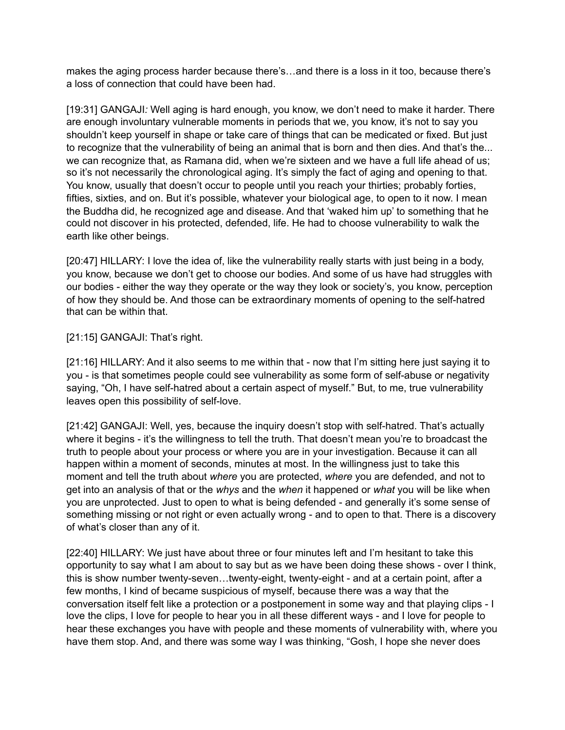makes the aging process harder because there's…and there is a loss in it too, because there's a loss of connection that could have been had.

[19:31] GANGAJI*:* Well aging is hard enough, you know, we don't need to make it harder. There are enough involuntary vulnerable moments in periods that we, you know, it's not to say you shouldn't keep yourself in shape or take care of things that can be medicated or fixed. But just to recognize that the vulnerability of being an animal that is born and then dies. And that's the... we can recognize that, as Ramana did, when we're sixteen and we have a full life ahead of us; so it's not necessarily the chronological aging. It's simply the fact of aging and opening to that. You know, usually that doesn't occur to people until you reach your thirties; probably forties, fifties, sixties, and on. But it's possible, whatever your biological age, to open to it now. I mean the Buddha did, he recognized age and disease. And that 'waked him up' to something that he could not discover in his protected, defended, life. He had to choose vulnerability to walk the earth like other beings.

[20:47] HILLARY: I love the idea of, like the vulnerability really starts with just being in a body, you know, because we don't get to choose our bodies. And some of us have had struggles with our bodies - either the way they operate or the way they look or society's, you know, perception of how they should be. And those can be extraordinary moments of opening to the self-hatred that can be within that.

[21:15] GANGAJI: That's right.

[21:16] HILLARY: And it also seems to me within that - now that I'm sitting here just saying it to you - is that sometimes people could see vulnerability as some form of self-abuse or negativity saying, "Oh, I have self-hatred about a certain aspect of myself." But, to me, true vulnerability leaves open this possibility of self-love.

[21:42] GANGAJI: Well, yes, because the inquiry doesn't stop with self-hatred. That's actually where it begins - it's the willingness to tell the truth. That doesn't mean you're to broadcast the truth to people about your process or where you are in your investigation. Because it can all happen within a moment of seconds, minutes at most. In the willingness just to take this moment and tell the truth about *where* you are protected, *where* you are defended, and not to get into an analysis of that or the *whys* and the *when* it happened or *what* you will be like when you are unprotected. Just to open to what is being defended - and generally it's some sense of something missing or not right or even actually wrong - and to open to that. There is a discovery of what's closer than any of it.

[22:40] HILLARY: We just have about three or four minutes left and I'm hesitant to take this opportunity to say what I am about to say but as we have been doing these shows - over I think, this is show number twenty-seven…twenty-eight, twenty-eight - and at a certain point, after a few months, I kind of became suspicious of myself, because there was a way that the conversation itself felt like a protection or a postponement in some way and that playing clips - I love the clips, I love for people to hear you in all these different ways - and I love for people to hear these exchanges you have with people and these moments of vulnerability with, where you have them stop. And, and there was some way I was thinking, "Gosh, I hope she never does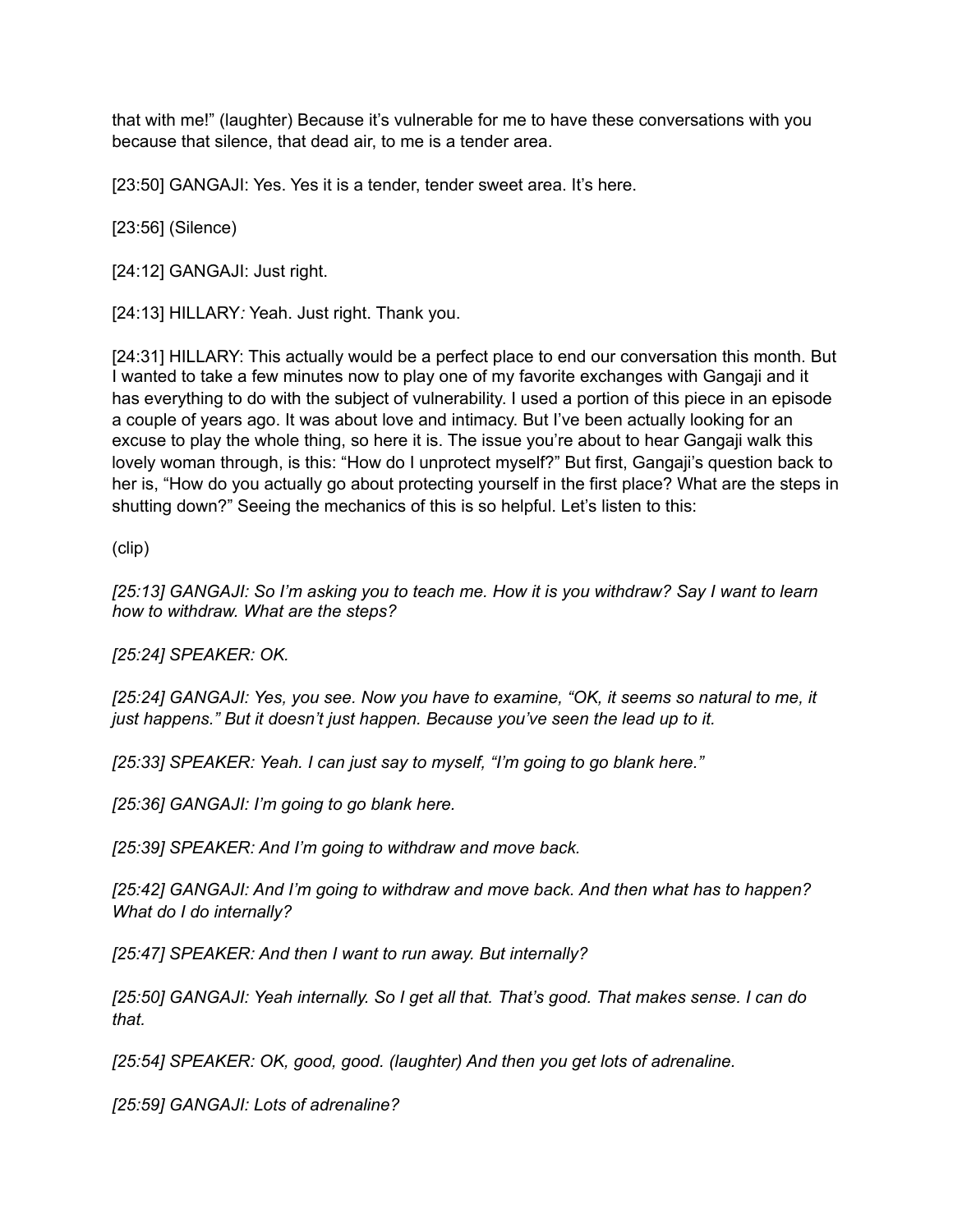that with me!" (laughter) Because it's vulnerable for me to have these conversations with you because that silence, that dead air, to me is a tender area.

[23:50] GANGAJI: Yes. Yes it is a tender, tender sweet area. It's here.

[23:56] (Silence)

[24:12] GANGAJI: Just right.

[24:13] HILLARY*:* Yeah. Just right. Thank you.

[24:31] HILLARY: This actually would be a perfect place to end our conversation this month. But I wanted to take a few minutes now to play one of my favorite exchanges with Gangaji and it has everything to do with the subject of vulnerability. I used a portion of this piece in an episode a couple of years ago. It was about love and intimacy. But I've been actually looking for an excuse to play the whole thing, so here it is. The issue you're about to hear Gangaji walk this lovely woman through, is this: "How do I unprotect myself?" But first, Gangaji's question back to her is, "How do you actually go about protecting yourself in the first place? What are the steps in shutting down?" Seeing the mechanics of this is so helpful. Let's listen to this:

(clip)

*[25:13] GANGAJI: So I'm asking you to teach me. How it is you withdraw? Say I want to learn how to withdraw. What are the steps?*

*[25:24] SPEAKER: OK.*

*[25:24] GANGAJI: Yes, you see. Now you have to examine, "OK, it seems so natural to me, it just happens." But it doesn't just happen. Because you've seen the lead up to it.*

*[25:33] SPEAKER: Yeah. I can just say to myself, "I'm going to go blank here."*

*[25:36] GANGAJI: I'm going to go blank here.*

*[25:39] SPEAKER: And I'm going to withdraw and move back.*

*[25:42] GANGAJI: And I'm going to withdraw and move back. And then what has to happen? What do I do internally?*

*[25:47] SPEAKER: And then I want to run away. But internally?*

*[25:50] GANGAJI: Yeah internally. So I get all that. That's good. That makes sense. I can do that.*

*[25:54] SPEAKER: OK, good, good. (laughter) And then you get lots of adrenaline.*

*[25:59] GANGAJI: Lots of adrenaline?*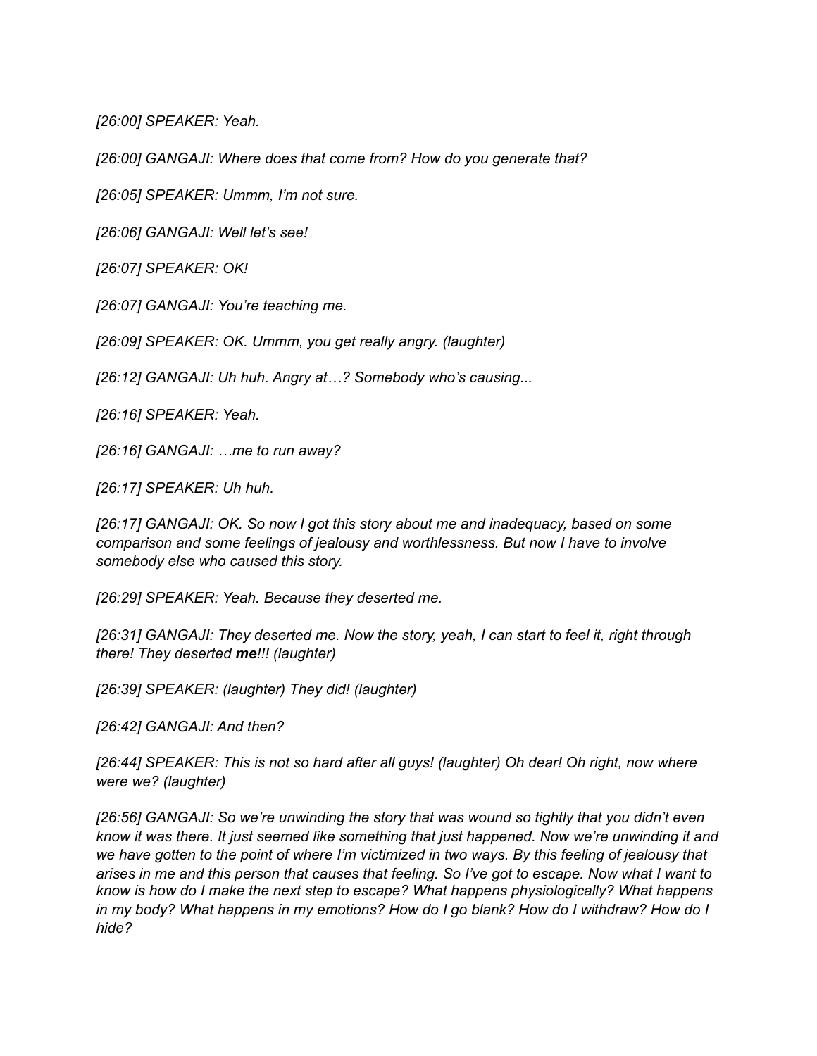*[26:00] SPEAKER: Yeah.*

*[26:00] GANGAJI: Where does that come from? How do you generate that?*

*[26:05] SPEAKER: Ummm, I'm not sure.*

*[26:06] GANGAJI: Well let's see!*

*[26:07] SPEAKER: OK!*

*[26:07] GANGAJI: You're teaching me.*

*[26:09] SPEAKER: OK. Ummm, you get really angry. (laughter)*

*[26:12] GANGAJI: Uh huh. Angry at…? Somebody who's causing...*

*[26:16] SPEAKER: Yeah.*

*[26:16] GANGAJI: …me to run away?*

*[26:17] SPEAKER: Uh huh.*

*[26:17] GANGAJI: OK. So now I got this story about me and inadequacy, based on some comparison and some feelings of jealousy and worthlessness. But now I have to involve somebody else who caused this story.*

*[26:29] SPEAKER: Yeah. Because they deserted me.*

*[26:31] GANGAJI: They deserted me. Now the story, yeah, I can start to feel it, right through there! They deserted **me**!!! (laughter)*

*[26:39] SPEAKER: (laughter) They did! (laughter)*

*[26:42] GANGAJI: And then?*

*[26:44] SPEAKER: This is not so hard after all guys! (laughter) Oh dear! Oh right, now where were we? (laughter)*

*[26:56] GANGAJI: So we're unwinding the story that was wound so tightly that you didn't even know it was there. It just seemed like something that just happened. Now we're unwinding it and we have gotten to the point of where I'm victimized in two ways. By this feeling of jealousy that arises in me and this person that causes that feeling. So I've got to escape. Now what I want to know is how do I make the next step to escape? What happens physiologically? What happens in my body? What happens in my emotions? How do I go blank? How do I withdraw? How do I hide?*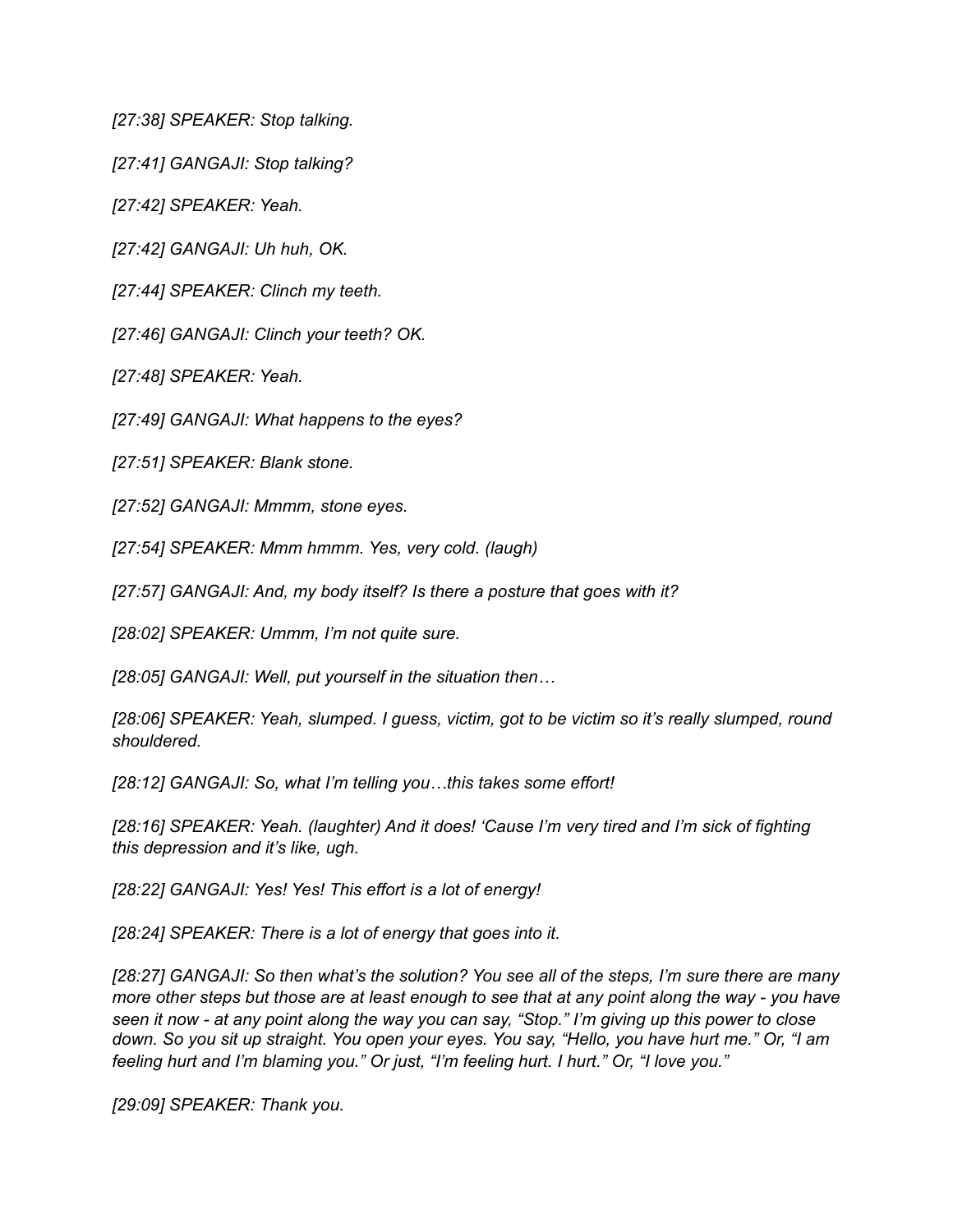*[27:38] SPEAKER: Stop talking.*

*[27:41] GANGAJI: Stop talking?*

*[27:42] SPEAKER: Yeah.*

*[27:42] GANGAJI: Uh huh, OK.*

*[27:44] SPEAKER: Clinch my teeth.*

*[27:46] GANGAJI: Clinch your teeth? OK.*

*[27:48] SPEAKER: Yeah.*

*[27:49] GANGAJI: What happens to the eyes?*

*[27:51] SPEAKER: Blank stone.*

*[27:52] GANGAJI: Mmmm, stone eyes.*

*[27:54] SPEAKER: Mmm hmmm. Yes, very cold. (laugh)*

*[27:57] GANGAJI: And, my body itself? Is there a posture that goes with it?*

*[28:02] SPEAKER: Ummm, I'm not quite sure.*

*[28:05] GANGAJI: Well, put yourself in the situation then…*

*[28:06] SPEAKER: Yeah, slumped. I guess, victim, got to be victim so it's really slumped, round shouldered.*

*[28:12] GANGAJI: So, what I'm telling you…this takes some effort!*

*[28:16] SPEAKER: Yeah. (laughter) And it does! 'Cause I'm very tired and I'm sick of fighting this depression and it's like, ugh.*

*[28:22] GANGAJI: Yes! Yes! This effort is a lot of energy!*

*[28:24] SPEAKER: There is a lot of energy that goes into it.*

*[28:27] GANGAJI: So then what's the solution? You see all of the steps, I'm sure there are many more other steps but those are at least enough to see that at any point along the way - you have seen it now - at any point along the way you can say, "Stop." I'm giving up this power to close down. So you sit up straight. You open your eyes. You say, "Hello, you have hurt me." Or, "I am feeling hurt and I'm blaming you." Or just, "I'm feeling hurt. I hurt." Or, "I love you."*

*[29:09] SPEAKER: Thank you.*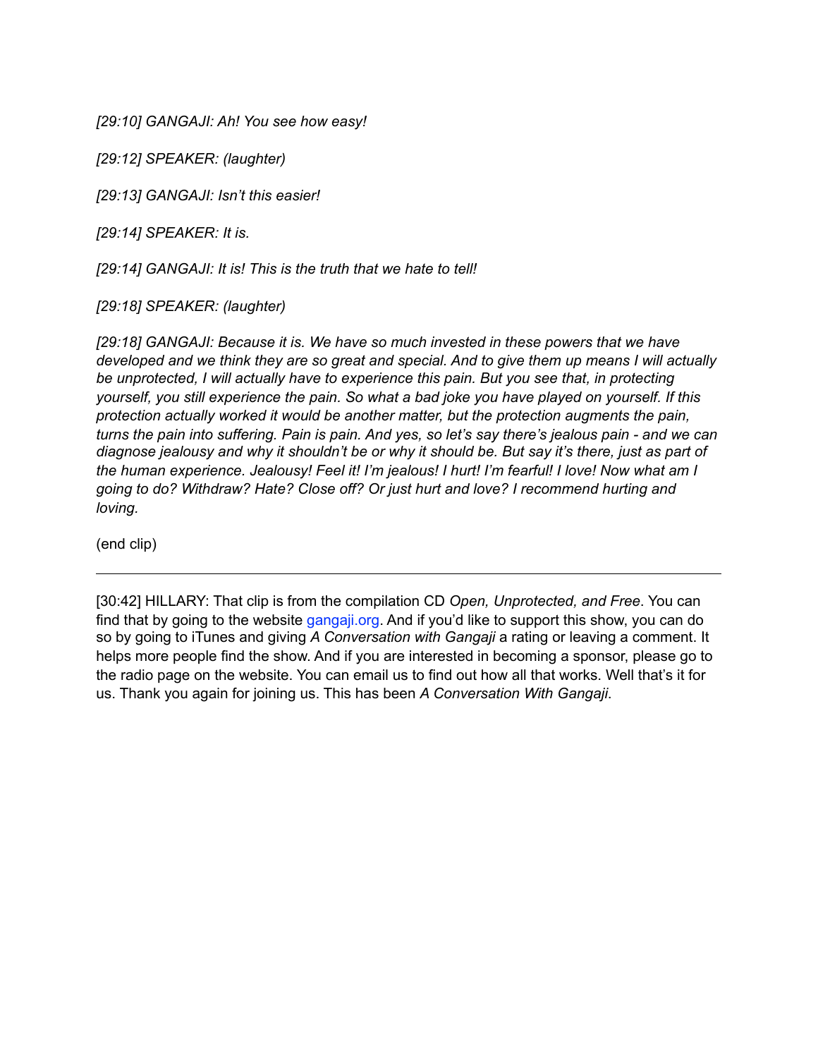*[29:10] GANGAJI: Ah! You see how easy!*

*[29:12] SPEAKER: (laughter)*

*[29:13] GANGAJI: Isn't this easier!*

*[29:14] SPEAKER: It is.*

*[29:14] GANGAJI: It is! This is the truth that we hate to tell!*

*[29:18] SPEAKER: (laughter)*

*[29:18] GANGAJI: Because it is. We have so much invested in these powers that we have developed and we think they are so great and special. And to give them up means I will actually be unprotected, I will actually have to experience this pain. But you see that, in protecting yourself, you still experience the pain. So what a bad joke you have played on yourself. If this protection actually worked it would be another matter, but the protection augments the pain, turns the pain into suffering. Pain is pain. And yes, so let's say there's jealous pain - and we can diagnose jealousy and why it shouldn't be or why it should be. But say it's there, just as part of the human experience. Jealousy! Feel it! I'm jealous! I hurt! I'm fearful! I love! Now what am I going to do? Withdraw? Hate? Close off? Or just hurt and love? I recommend hurting and loving.*

(end clip)

---

[30:42] HILLARY: That clip is from the compilation CD *Open, Unprotected, and Free*. You can find that by going to the website gangaji.org. And if you'd like to support this show, you can do so by going to iTunes and giving *A Conversation with Gangaji* a rating or leaving a comment. It helps more people find the show. And if you are interested in becoming a sponsor, please go to the radio page on the website. You can email us to find out how all that works. Well that's it for us. Thank you again for joining us. This has been *A Conversation With Gangaji*.